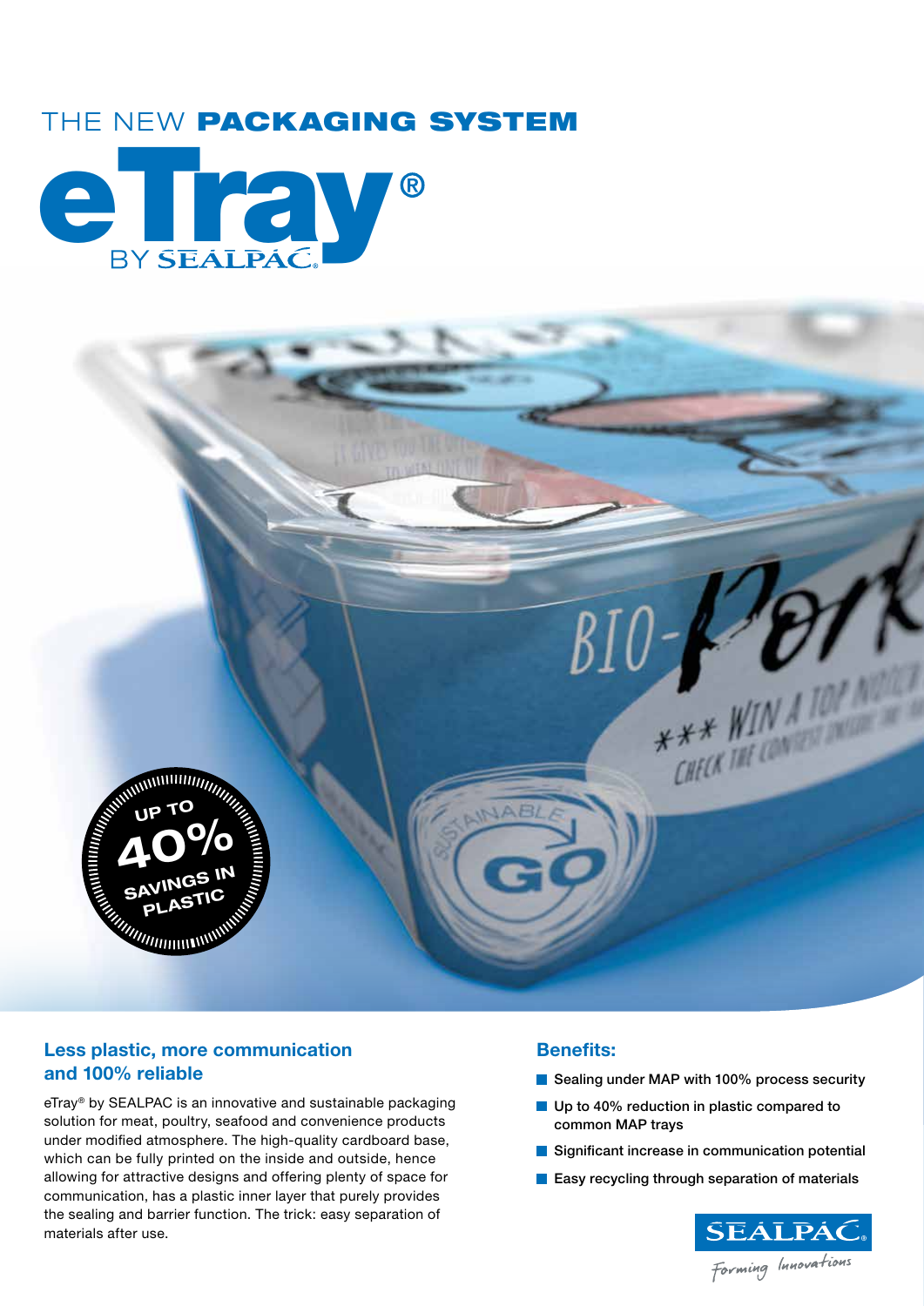THE NEW **PACKAGING SYSTEM**

# eTray®

BY SEALPAC

UP TO 40% SAVINGS IN PLASTIC

## Less plastic, more communication and 100% reliable

eTray® by SEALPAC is an innovative and sustainable packaging solution for meat, poultry, seafood and convenience products under modified atmosphere. The high-quality cardboard base, which can be fully printed on the inside and outside, hence allowing for attractive designs and offering plenty of space for communication, has a plastic inner layer that purely provides the sealing and barrier function. The trick: easy separation of materials after use.

## Benefits:

- Sealing under MAP with 100% process security
- Up to 40% reduction in plastic compared to common MAP trays
- Significant increase in communication potential
- Easy recycling through separation of materials

SEALPAC

Forming Innovations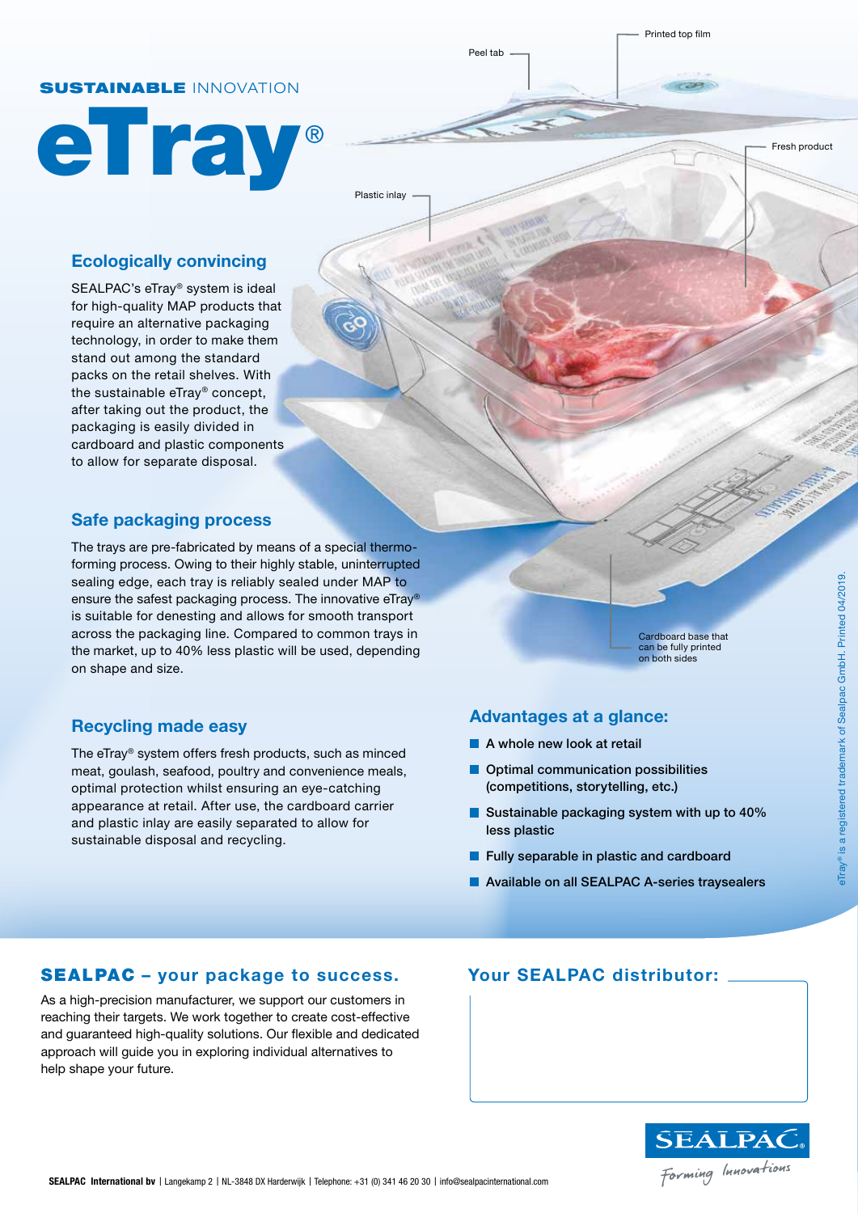SUSTAINABLE INNOVATION

# eTray®

Peel tab

Printed top film

Fresh product

Plastic inlay

Cardboard base that can be fully printed on both sides

## Ecologically convincing

SEALPAC's eTray® system is ideal for high-quality MAP products that require an alternative packaging technology, in order to make them stand out among the standard packs on the retail shelves. With the sustainable eTray® concept, after taking out the product, the packaging is easily divided in cardboard and plastic components to allow for separate disposal.

## Safe packaging process

The trays are pre-fabricated by means of a special thermo-forming process. Owing to their highly stable, uninterrupted sealing edge, each tray is reliably sealed under MAP to ensure the safest packaging process. The innovative eTray® is suitable for denesting and allows for smooth transport across the packaging line. Compared to common trays in the market, up to 40% less plastic will be used, depending on shape and size.

## Recycling made easy

The eTray® system offers fresh products, such as minced meat, goulash, seafood, poultry and convenience meals, optimal protection whilst ensuring an eye-catching appearance at retail. After use, the cardboard carrier and plastic inlay are easily separated to allow for sustainable disposal and recycling.

## Advantages at a glance:

- A whole new look at retail
- Optimal communication possibilities (competitions, storytelling, etc.)
- Sustainable packaging system with up to 40% less plastic
- Fully separable in plastic and cardboard
- Available on all SEALPAC A-series traysealers

eTray® is a registered trademark of Sealpac GmbH. Printed 04/2019.

## SEALPAC – your package to success.

As a high-precision manufacturer, we support our customers in reaching their targets. We work together to create cost-effective and guaranteed high-quality solutions. Our flexible and dedicated approach will guide you in exploring individual alternatives to help shape your future.

## Your SEALPAC distributor:

SEALPAC

Forming Innovations

**SEALPAC International bv** | Langekamp 2 | NL-3848 DX Harderwijk | Telephone: +31 (0) 341 46 20 30 | info@sealpacinternational.com